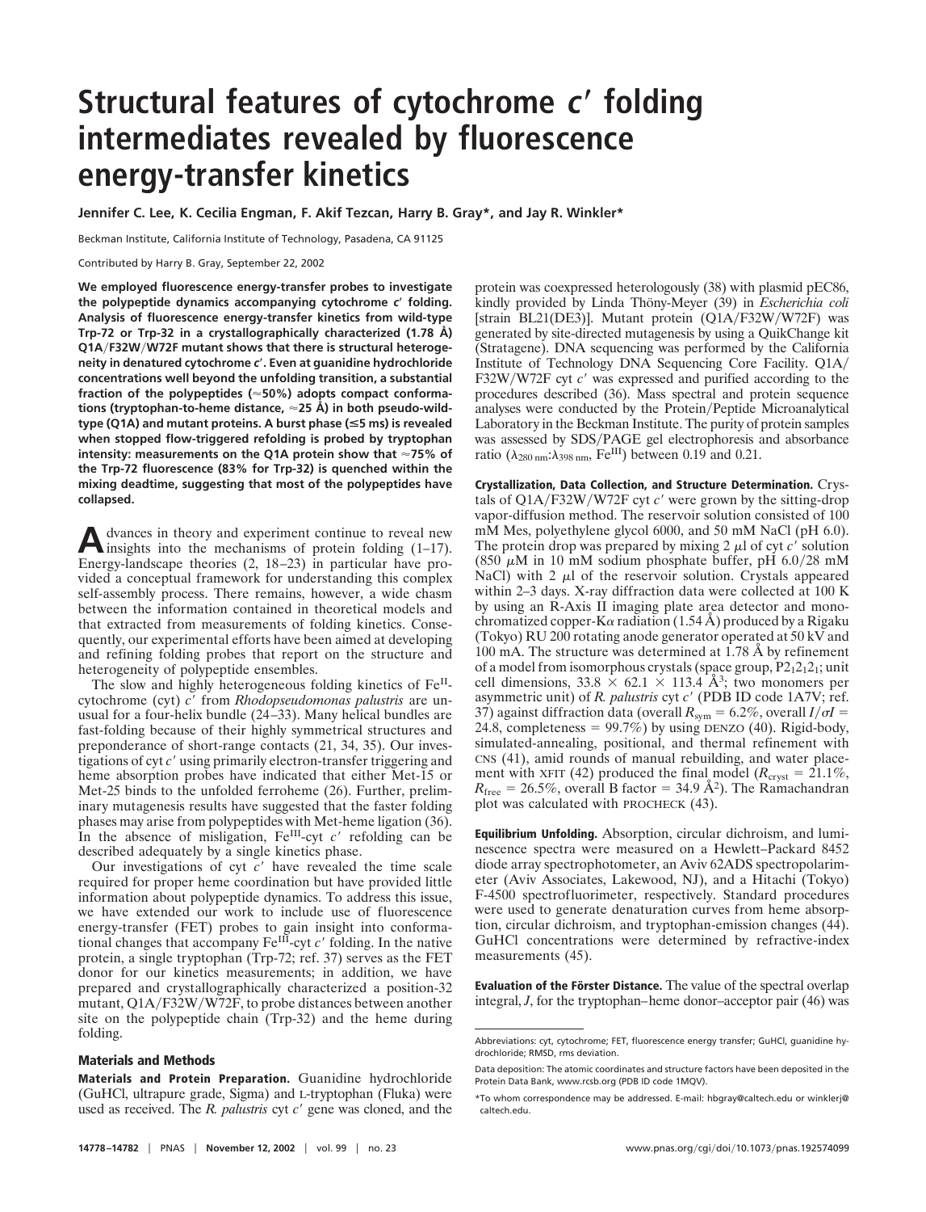# Structural features of cytochrome *c*′ folding intermediates revealed by fluorescence energy-transfer kinetics

**Jennifer C. Lee, K. Cecilia Engman, F. Akif Tezcan, Harry B. Gray\*, and Jay R. Winkler\***

Beckman Institute, California Institute of Technology, Pasadena, CA 91125

Contributed by Harry B. Gray, September 22, 2002

**We employed fluorescence energy-transfer probes to investigate the polypeptide dynamics accompanying cytochrome *c*′ folding. Analysis of fluorescence energy-transfer kinetics from wild-type Trp-72 or Trp-32 in a crystallographically characterized (1.78 Å) Q1A/F32W/W72F mutant shows that there is structural heterogeneity in denatured cytochrome *c*′. Even at guanidine hydrochloride concentrations well beyond the unfolding transition, a substantial fraction of the polypeptides (≈50%) adopts compact conformations (tryptophan-to-heme distance, ≈25 Å) in both pseudo-wild-type (Q1A) and mutant proteins. A burst phase (≤5 ms) is revealed when stopped flow-triggered refolding is probed by tryptophan intensity: measurements on the Q1A protein show that ≈75% of the Trp-72 fluorescence (83% for Trp-32) is quenched within the mixing deadtime, suggesting that most of the polypeptides have collapsed.**

Advances in theory and experiment continue to reveal new insights into the mechanisms of protein folding (1–17). Energy-landscape theories (2, 18–23) in particular have provided a conceptual framework for understanding this complex self-assembly process. There remains, however, a wide chasm between the information contained in theoretical models and that extracted from measurements of folding kinetics. Consequently, our experimental efforts have been aimed at developing and refining folding probes that report on the structure and heterogeneity of polypeptide ensembles.

The slow and highly heterogeneous folding kinetics of $Fe^{II}$-cytochrome (cyt) *c*′ from *Rhodopseudomonas palustris* are unusual for a four-helix bundle (24–33). Many helical bundles are fast-folding because of their highly symmetrical structures and preponderance of short-range contacts (21, 34, 35). Our investigations of cyt *c*′ using primarily electron-transfer triggering and heme absorption probes have indicated that either Met-15 or Met-25 binds to the unfolded ferroheme (26). Further, preliminary mutagenesis results have suggested that the faster folding phases may arise from polypeptides with Met-heme ligation (36). In the absence of misligation, $Fe^{III}$-cyt *c*′ refolding can be described adequately by a single kinetics phase.

Our investigations of cyt *c*′ have revealed the time scale required for proper heme coordination but have provided little information about polypeptide dynamics. To address this issue, we have extended our work to include use of fluorescence energy-transfer (FET) probes to gain insight into conformational changes that accompany $Fe^{III}$-cyt *c*′ folding. In the native protein, a single tryptophan (Trp-72; ref. 37) serves as the FET donor for our kinetics measurements; in addition, we have prepared and crystallographically characterized a position-32 mutant, Q1A/F32W/W72F, to probe distances between another site on the polypeptide chain (Trp-32) and the heme during folding.

## Materials and Methods

**Materials and Protein Preparation.** Guanidine hydrochloride (GuHCl, ultrapure grade, Sigma) and L-tryptophan (Fluka) were used as received. The *R. palustris* cyt *c*′ gene was cloned, and the protein was coexpressed heterologously (38) with plasmid pEC86, kindly provided by Linda Thöny-Meyer (39) in *Escherichia coli* [strain BL21(DE3)]. Mutant protein (Q1A/F32W/W72F) was generated by site-directed mutagenesis by using a QuikChange kit (Stratagene). DNA sequencing was performed by the California Institute of Technology DNA Sequencing Core Facility. Q1A/F32W/W72F cyt *c*′ was expressed and purified according to the procedures described (36). Mass spectral and protein sequence analyses were conducted by the Protein/Peptide Microanalytical Laboratory in the Beckman Institute. The purity of protein samples was assessed by SDS/PAGE gel electrophoresis and absorbance ratio ($\lambda_{280\ nm}$:$\lambda_{398\ nm}$, $Fe^{III}$) between 0.19 and 0.21.

**Crystallization, Data Collection, and Structure Determination.** Crystals of Q1A/F32W/W72F cyt *c*′ were grown by the sitting-drop vapor-diffusion method. The reservoir solution consisted of 100 mM Mes, polyethylene glycol 6000, and 50 mM NaCl (pH 6.0). The protein drop was prepared by mixing 2 μl of cyt *c*′ solution (850 μM in 10 mM sodium phosphate buffer, pH 6.0/28 mM NaCl) with 2 μl of the reservoir solution. Crystals appeared within 2–3 days. X-ray diffraction data were collected at 100 K by using an R-Axis II imaging plate area detector and monochromatized copper-Kα radiation (1.54 Å) produced by a Rigaku (Tokyo) RU 200 rotating anode generator operated at 50 kV and 100 mA. The structure was determined at 1.78 Å by refinement of a model from isomorphous crystals (space group, $P2_12_12_1$; unit cell dimensions, 33.8 × 62.1 × 113.4 Å$^3$; two monomers per asymmetric unit) of *R. palustris* cyt *c*′ (PDB ID code 1A7V; ref. 37) against diffraction data (overall $R_{sym}$ = 6.2%, overall $I/\sigma I$ = 24.8, completeness = 99.7%) by using DENZO (40). Rigid-body, simulated-annealing, positional, and thermal refinement with CNS (41), amid rounds of manual rebuilding, and water placement with XFIT (42) produced the final model ($R_{cryst}$ = 21.1%, $R_{free}$ = 26.5%, overall B factor = 34.9 Å$^2$). The Ramachandran plot was calculated with PROCHECK (43).

**Equilibrium Unfolding.** Absorption, circular dichroism, and luminescence spectra were measured on a Hewlett–Packard 8452 diode array spectrophotometer, an Aviv 62ADS spectropolarimeter (Aviv Associates, Lakewood, NJ), and a Hitachi (Tokyo) F-4500 spectrofluorimeter, respectively. Standard procedures were used to generate denaturation curves from heme absorption, circular dichroism, and tryptophan-emission changes (44). GuHCl concentrations were determined by refractive-index measurements (45).

**Evaluation of the Förster Distance.** The value of the spectral overlap integral, *J*, for the tryptophan–heme donor–acceptor pair (46) was

---

Abbreviations: cyt, cytochrome; FET, fluorescence energy transfer; GuHCl, guanidine hydrochloride; RMSD, rms deviation.

Data deposition: The atomic coordinates and structure factors have been deposited in the Protein Data Bank, www.rcsb.org (PDB ID code 1MQV).

\*To whom correspondence may be addressed. E-mail: hbgray@caltech.edu or winklerj@caltech.edu.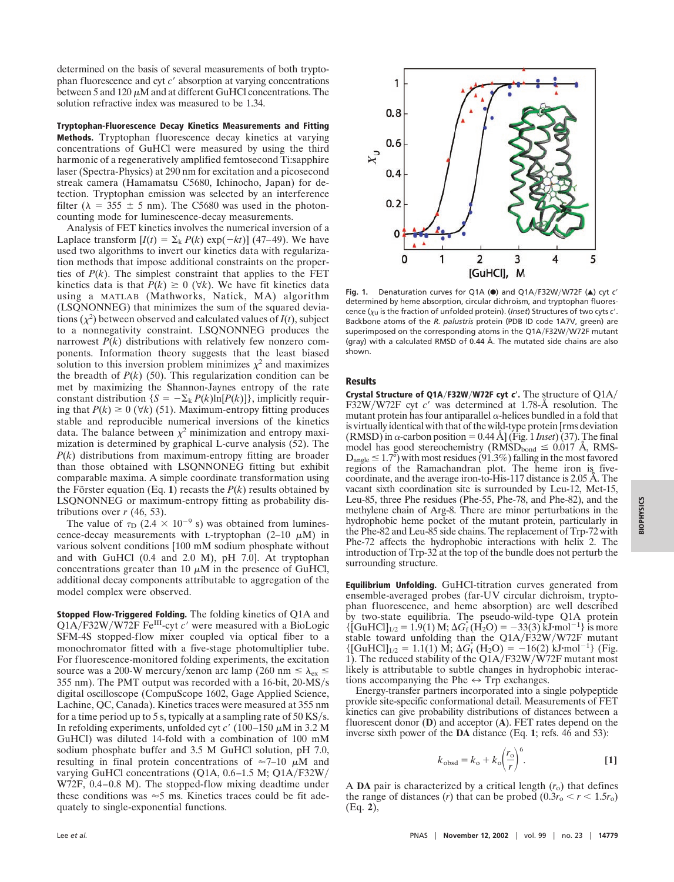determined on the basis of several measurements of both tryptophan fluorescence and cyt $c'$ absorption at varying concentrations between 5 and 120 $\mu$M and at different GuHCl concentrations. The solution refractive index was measured to be 1.34.

**Tryptophan-Fluorescence Decay Kinetics Measurements and Fitting Methods.** Tryptophan fluorescence decay kinetics at varying concentrations of GuHCl were measured by using the third harmonic of a regeneratively amplified femtosecond Ti:sapphire laser (Spectra-Physics) at 290 nm for excitation and a picosecond streak camera (Hamamatsu C5680, Ichinocho, Japan) for detection. Tryptophan emission was selected by an interference filter ($\lambda$ = 355 ± 5 nm). The C5680 was used in the photon-counting mode for luminescence-decay measurements.

Analysis of FET kinetics involves the numerical inversion of a Laplace transform [$I(t) = \Sigma_k P(k) \exp(-kt)$] (47–49). We have used two algorithms to invert our kinetics data with regularization methods that impose additional constraints on the properties of $P(k)$. The simplest constraint that applies to the FET kinetics data is that $P(k) \geq 0$ ($\forall k$). We have fit kinetics data using a MATLAB (Mathworks, Natick, MA) algorithm (LSQNONNEG) that minimizes the sum of the squared deviations ($\chi^2$) between observed and calculated values of $I(t)$, subject to a nonnegativity constraint. LSQNONNEG produces the narrowest $P(k)$ distributions with relatively few nonzero components. Information theory suggests that the least biased solution to this inversion problem minimizes $\chi^2$ and maximizes the breadth of $P(k)$ (50). This regularization condition can be met by maximizing the Shannon-Jaynes entropy of the rate constant distribution {$S = -\Sigma_k P(k)\ln[P(k)]$}, implicitly requiring that $P(k) \geq 0$ ($\forall k$) (51). Maximum-entropy fitting produces stable and reproducible numerical inversions of the kinetics data. The balance between $\chi^2$ minimization and entropy maximization is determined by graphical L-curve analysis (52). The $P(k)$ distributions from maximum-entropy fitting are broader than those obtained with LSQNONNEG fitting but exhibit comparable maxima. A simple coordinate transformation using the Förster equation (Eq. **1**) recasts the $P(k)$ results obtained by LSQNONNEG or maximum-entropy fitting as probability distributions over $r$ (46, 53).

The value of $\tau_D$ ($2.4 \times 10^{-9}$ s) was obtained from luminescence-decay measurements with L-tryptophan (2–10 $\mu$M) in various solvent conditions [100 mM sodium phosphate without and with GuHCl (0.4 and 2.0 M), pH 7.0]. At tryptophan concentrations greater than 10 $\mu$M in the presence of GuHCl, additional decay components attributable to aggregation of the model complex were observed.

**Stopped Flow-Triggered Folding.** The folding kinetics of Q1A and Q1A/F32W/W72F $Fe^{III}$-cyt $c'$ were measured with a BioLogic SFM-4S stopped-flow mixer coupled via optical fiber to a monochromator fitted with a five-stage photomultiplier tube. For fluorescence-monitored folding experiments, the excitation source was a 200-W mercury/xenon arc lamp (260 nm $\leq \lambda_{ex} \leq$ 355 nm). The PMT output was recorded with a 16-bit, 20-MS/s digital oscilloscope (CompuScope 1602, Gage Applied Science, Lachine, QC, Canada). Kinetics traces were measured at 355 nm for a time period up to 5 s, typically at a sampling rate of 50 KS/s. In refolding experiments, unfolded cyt $c'$ (100–150 $\mu$M in 3.2 M GuHCl) was diluted 14-fold with a combination of 100 mM sodium phosphate buffer and 3.5 M GuHCl solution, pH 7.0, resulting in final protein concentrations of ≈7–10 $\mu$M and varying GuHCl concentrations (Q1A, 0.6–1.5 M; Q1A/F32W/W72F, 0.4–0.8 M). The stopped-flow mixing deadtime under these conditions was ≈5 ms. Kinetics traces could be fit adequately to single-exponential functions.

**Fig. 1.** Denaturation curves for Q1A (●) and Q1A/F32W/W72F (▲) cyt $c'$ determined by heme absorption, circular dichroism, and tryptophan fluorescence ($\chi_U$ is the fraction of unfolded protein). (*Inset*) Structures of two cyts $c'$. Backbone atoms of the *R. palustris* protein (PDB ID code 1A7V, green) are superimposed on the corresponding atoms in the Q1A/F32W/W72F mutant (gray) with a calculated RMSD of 0.44 Å. The mutated side chains are also shown.

## Results

**Crystal Structure of Q1A/F32W/W72F cyt $c'$.** The structure of Q1A/F32W/W72F cyt $c'$ was determined at 1.78-Å resolution. The mutant protein has four antiparallel $\alpha$-helices bundled in a fold that is virtually identical with that of the wild-type protein [rms deviation (RMSD) in $\alpha$-carbon position = 0.44 Å] (Fig. 1 *Inset*) (37). The final model has good stereochemistry ($RMSD_{bond} \leq 0.017$ Å, $RMSD_{angle} \leq 1.7°$) with most residues (91.3%) falling in the most favored regions of the Ramachandran plot. The heme iron is five-coordinate, and the average iron-to-His-117 distance is 2.05 Å. The vacant sixth coordination site is surrounded by Leu-12, Met-15, Leu-55, three Phe residues (Phe-55, Phe-78, and Phe-82), and the methylene chain of Arg-8. There are minor perturbations in the hydrophobic heme pocket of the mutant protein, particularly in the Phe-82 and Leu-85 side chains. The replacement of Trp-72 with Phe-72 affects the hydrophobic interactions with helix 2. The introduction of Trp-32 at the top of the bundle does not perturb the surrounding structure.

**Equilibrium Unfolding.** GuHCl-titration curves generated from ensemble-averaged probes (far-UV circular dichroism, tryptophan fluorescence, and heme absorption) are well described by two-state equilibria. The pseudo-wild-type Q1A protein {$[GuHCl]_{1/2}$ = 1.9(1) M; $\Delta G^\circ_f(H_2O)$ = −33(3) kJ·mol$^{-1}$} is more stable toward unfolding than the Q1A/F32W/W72F mutant {$[GuHCl]_{1/2}$ = 1.1(1) M; $\Delta G^\circ_f(H_2O)$ = −16(2) kJ·mol$^{-1}$} (Fig. 1). The reduced stability of the Q1A/F32W/W72F mutant most likely is attributable to subtle changes in hydrophobic interactions accompanying the Phe ↔ Trp exchanges.

Energy-transfer partners incorporated into a single polypeptide provide site-specific conformational detail. Measurements of FET kinetics can give probability distributions of distances between a fluorescent donor (**D**) and acceptor (**A**). FET rates depend on the inverse sixth power of the **DA** distance (Eq. **1**; refs. 46 and 53):

$$k_{obsd} = k_o + k_o\left(\frac{r_o}{r}\right)^6. \quad [1]$$

A **DA** pair is characterized by a critical length ($r_o$) that defines the range of distances ($r$) that can be probed ($0.3r_o < r < 1.5r_o$) (Eq. **2**),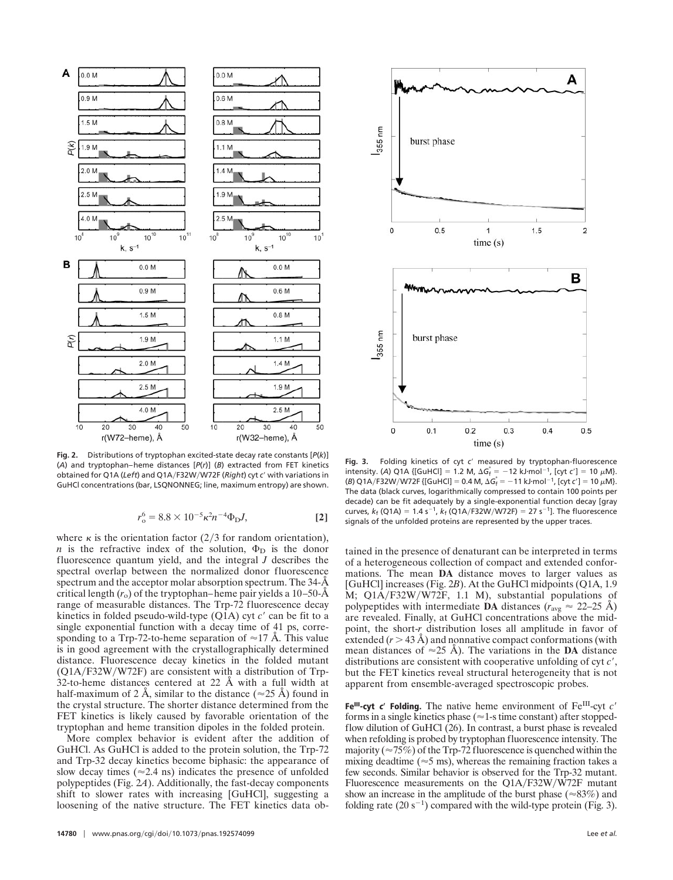**Fig. 2.** Distributions of tryptophan excited-state decay rate constants [$P(k)$] (*A*) and tryptophan–heme distances [$P(r)$] (*B*) extracted from FET kinetics obtained for Q1A (*Left*) and Q1A/F32W/W72F (*Right*) cyt *c′* with variations in GuHCl concentrations (bar, LSQNONNEG; line, maximum entropy) are shown.

$$r_o^6 = 8.8 \times 10^{-5} \kappa^2 n^{-4} \Phi_D J, \qquad [2]$$

where $\kappa$ is the orientation factor (2/3 for random orientation), $n$ is the refractive index of the solution, $\Phi_D$ is the donor fluorescence quantum yield, and the integral $J$ describes the spectral overlap between the normalized donor fluorescence spectrum and the acceptor molar absorption spectrum. The 34-Å critical length ($r_o$) of the tryptophan–heme pair yields a 10–50-Å range of measurable distances. The Trp-72 fluorescence decay kinetics in folded pseudo-wild-type (Q1A) cyt *c′* can be fit to a single exponential function with a decay time of 41 ps, corresponding to a Trp-72-to-heme separation of ≈17 Å. This value is in good agreement with the crystallographically determined distance. Fluorescence decay kinetics in the folded mutant (Q1A/F32W/W72F) are consistent with a distribution of Trp-32-to-heme distances centered at 22 Å with a full width at half-maximum of 2 Å, similar to the distance (≈25 Å) found in the crystal structure. The shorter distance determined from the FET kinetics is likely caused by favorable orientation of the tryptophan and heme transition dipoles in the folded protein.

More complex behavior is evident after the addition of GuHCl. As GuHCl is added to the protein solution, the Trp-72 and Trp-32 decay kinetics become biphasic: the appearance of slow decay times (≈2.4 ns) indicates the presence of unfolded polypeptides (Fig. 2*A*). Additionally, the fast-decay components shift to slower rates with increasing [GuHCl], suggesting a loosening of the native structure. The FET kinetics data obtained in the presence of denaturant can be interpreted in terms of a heterogeneous collection of compact and extended conformations. The mean **DA** distance moves to larger values as [GuHCl] increases (Fig. 2*B*). At the GuHCl midpoints (Q1A, 1.9 M; Q1A/F32W/W72F, 1.1 M), substantial populations of polypeptides with intermediate **DA** distances ($r_{avg} \approx$ 22–25 Å) are revealed. Finally, at GuHCl concentrations above the midpoint, the short-*r* distribution loses all amplitude in favor of extended ($r > 43$ Å) and nonnative compact conformations (with mean distances of ≈25 Å). The variations in the **DA** distance distributions are consistent with cooperative unfolding of cyt *c′*, but the FET kinetics reveal structural heterogeneity that is not apparent from ensemble-averaged spectroscopic probes.

**Fig. 3.** Folding kinetics of cyt *c′* measured by tryptophan-fluorescence intensity. (*A*) Q1A {[GuHCl] = 1.2 M, $\Delta G_f^\circ = -12$ kJ·mol$^{-1}$, [cyt *c′*] = 10 μM}. (*B*) Q1A/F32W/W72F {[GuHCl] = 0.4 M, $\Delta G_f^\circ = -11$ kJ·mol$^{-1}$, [cyt *c′*] = 10 μM}. The data (black curves, logarithmically compressed to contain 100 points per decade) can be fit adequately by a single-exponential function decay [gray curves, $k_f$ (Q1A) = 1.4 s$^{-1}$, $k_f$ (Q1A/F32W/W72F) = 27 s$^{-1}$]. The fluorescence signals of the unfolded proteins are represented by the upper traces.

**$Fe^{III}$-cyt *c′* Folding.** The native heme environment of $Fe^{III}$-cyt *c′* forms in a single kinetics phase (≈1-s time constant) after stopped-flow dilution of GuHCl (26). In contrast, a burst phase is revealed when refolding is probed by tryptophan fluorescence intensity. The majority (≈75%) of the Trp-72 fluorescence is quenched within the mixing deadtime (≈5 ms), whereas the remaining fraction takes a few seconds. Similar behavior is observed for the Trp-32 mutant. Fluorescence measurements on the Q1A/F32W/W72F mutant show an increase in the amplitude of the burst phase (≈83%) and folding rate (20 s$^{-1}$) compared with the wild-type protein (Fig. 3).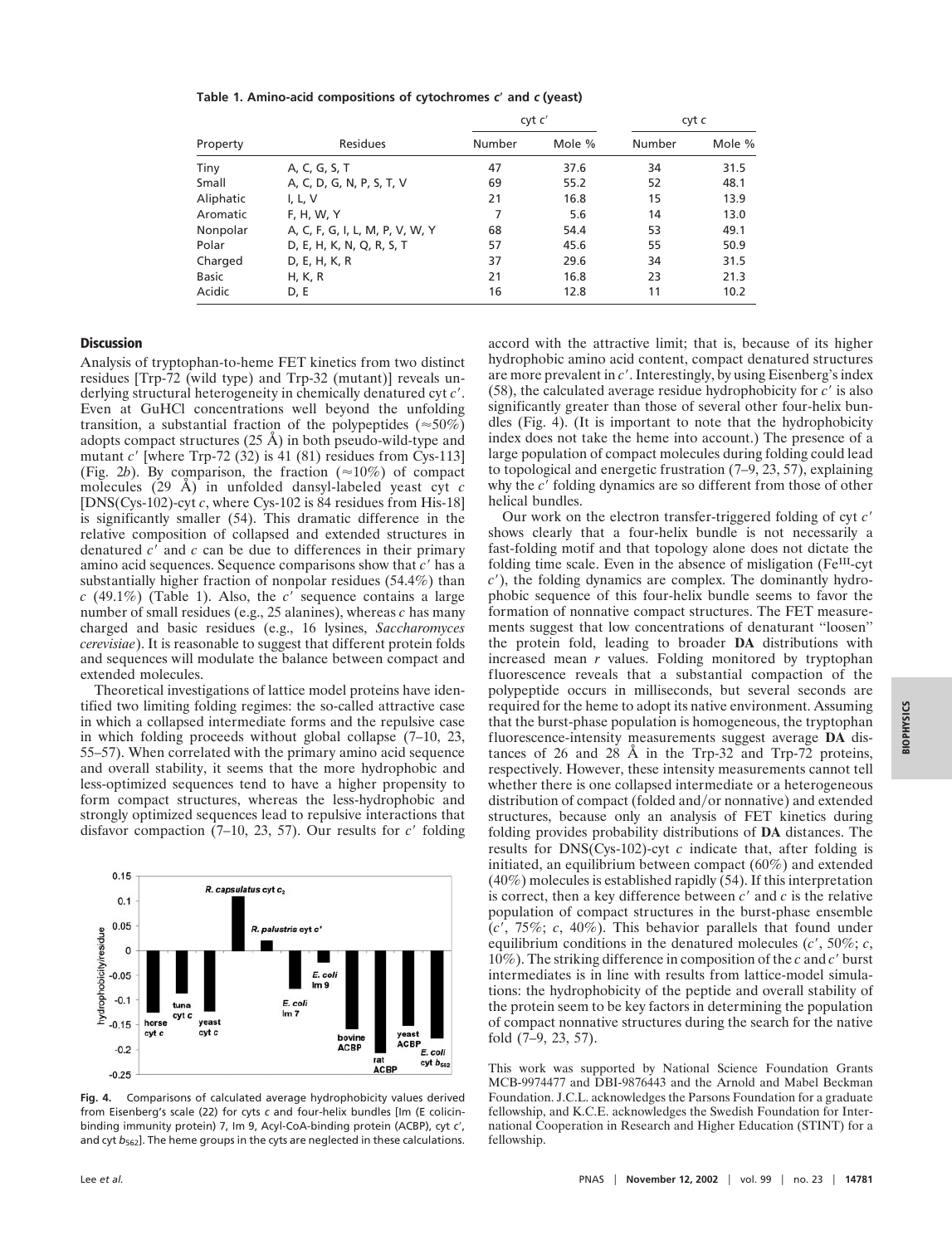**Table 1. Amino-acid compositions of cytochromes *c*′ and *c* (yeast)**

| Property | Residues | cyt *c*′ | | cyt *c* | |
|---|---|---|---|---|---|
| | | Number | Mole % | Number | Mole % |
| Tiny | A, C, G, S, T | 47 | 37.6 | 34 | 31.5 |
| Small | A, C, D, G, N, P, S, T, V | 69 | 55.2 | 52 | 48.1 |
| Aliphatic | I, L, V | 21 | 16.8 | 15 | 13.9 |
| Aromatic | F, H, W, Y | 7 | 5.6 | 14 | 13.0 |
| Nonpolar | A, C, F, G, I, L, M, P, V, W, Y | 68 | 54.4 | 53 | 49.1 |
| Polar | D, E, H, K, N, Q, R, S, T | 57 | 45.6 | 55 | 50.9 |
| Charged | D, E, H, K, R | 37 | 29.6 | 34 | 31.5 |
| Basic | H, K, R | 21 | 16.8 | 23 | 21.3 |
| Acidic | D, E | 16 | 12.8 | 11 | 10.2 |

## Discussion

Analysis of tryptophan-to-heme FET kinetics from two distinct residues [Trp-72 (wild type) and Trp-32 (mutant)] reveals underlying structural heterogeneity in chemically denatured cyt *c*′. Even at GuHCl concentrations well beyond the unfolding transition, a substantial fraction of the polypeptides (≈50%) adopts compact structures (25 Å) in both pseudo-wild-type and mutant *c*′ [where Trp-72 (32) is 41 (81) residues from Cys-113] (Fig. 2*b*). By comparison, the fraction (≈10%) of compact molecules (29 Å) in unfolded dansyl-labeled yeast cyt *c* [DNS(Cys-102)-cyt *c*, where Cys-102 is 84 residues from His-18] is significantly smaller (54). This dramatic difference in the relative composition of collapsed and extended structures in denatured *c*′ and *c* can be due to differences in their primary amino acid sequences. Sequence comparisons show that *c*′ has a substantially higher fraction of nonpolar residues (54.4%) than *c* (49.1%) (Table 1). Also, the *c*′ sequence contains a large number of small residues (e.g., 25 alanines), whereas *c* has many charged and basic residues (e.g., 16 lysines, *Saccharomyces cerevisiae*). It is reasonable to suggest that different protein folds and sequences will modulate the balance between compact and extended molecules.

Theoretical investigations of lattice model proteins have identified two limiting folding regimes: the so-called attractive case in which a collapsed intermediate forms and the repulsive case in which folding proceeds without global collapse (7–10, 23, 55–57). When correlated with the primary amino acid sequence and overall stability, it seems that the more hydrophobic and less-optimized sequences tend to have a higher propensity to form compact structures, whereas the less-hydrophobic and strongly optimized sequences lead to repulsive interactions that disfavor compaction (7–10, 23, 57). Our results for *c*′ folding accord with the attractive limit; that is, because of its higher hydrophobic amino acid content, compact denatured structures are more prevalent in *c*′. Interestingly, by using Eisenberg's index (58), the calculated average residue hydrophobicity for *c*′ is also significantly greater than those of several other four-helix bundles (Fig. 4). (It is important to note that the hydrophobicity index does not take the heme into account.) The presence of a large population of compact molecules during folding could lead to topological and energetic frustration (7–9, 23, 57), explaining why the *c*′ folding dynamics are so different from those of other helical bundles.

Fig. 4. Comparisons of calculated average hydrophobicity values derived from Eisenberg's scale (22) for cyts *c* and four-helix bundles [Im (E colicin-binding immunity protein) 7, Im 9, Acyl-CoA-binding protein (ACBP), cyt *c*′, and cyt $b_{562}$]. The heme groups in the cyts are neglected in these calculations.

Our work on the electron transfer-triggered folding of cyt *c*′ shows clearly that a four-helix bundle is not necessarily a fast-folding motif and that topology alone does not dictate the folding time scale. Even in the absence of misligation ($Fe^{III}$-cyt *c*′), the folding dynamics are complex. The dominantly hydrophobic sequence of this four-helix bundle seems to favor the formation of nonnative compact structures. The FET measurements suggest that low concentrations of denaturant "loosen" the protein fold, leading to broader **DA** distributions with increased mean *r* values. Folding monitored by tryptophan fluorescence reveals that a substantial compaction of the polypeptide occurs in milliseconds, but several seconds are required for the heme to adopt its native environment. Assuming that the burst-phase population is homogeneous, the tryptophan fluorescence-intensity measurements suggest average **DA** distances of 26 and 28 Å in the Trp-32 and Trp-72 proteins, respectively. However, these intensity measurements cannot tell whether there is one collapsed intermediate or a heterogeneous distribution of compact (folded and/or nonnative) and extended structures, because only an analysis of FET kinetics during folding provides probability distributions of **DA** distances. The results for DNS(Cys-102)-cyt *c* indicate that, after folding is initiated, an equilibrium between compact (60%) and extended (40%) molecules is established rapidly (54). If this interpretation is correct, then a key difference between *c*′ and *c* is the relative population of compact structures in the burst-phase ensemble (*c*′, 75%; *c*, 40%). This behavior parallels that found under equilibrium conditions in the denatured molecules (*c*′, 50%; *c*, 10%). The striking difference in composition of the *c* and *c*′ burst intermediates is in line with results from lattice-model simulations: the hydrophobicity of the peptide and overall stability of the protein seem to be key factors in determining the population of compact nonnative structures during the search for the native fold (7–9, 23, 57).

This work was supported by National Science Foundation Grants MCB-9974477 and DBI-9876443 and the Arnold and Mabel Beckman Foundation. J.C.L. acknowledges the Parsons Foundation for a graduate fellowship, and K.C.E. acknowledges the Swedish Foundation for International Cooperation in Research and Higher Education (STINT) for a fellowship.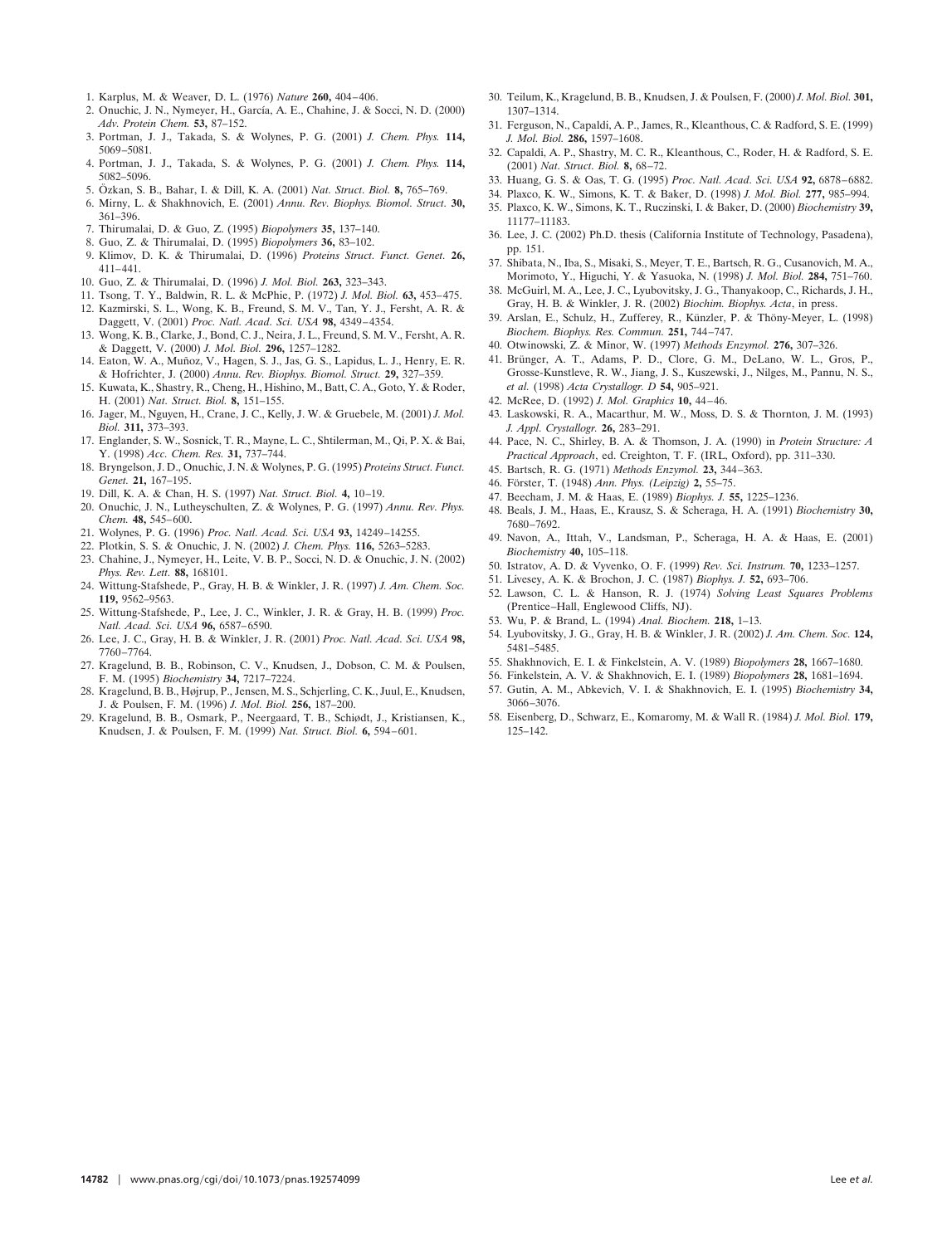1. Karplus, M. & Weaver, D. L. (1976) *Nature* **260,** 404–406.
2. Onuchic, J. N., Nymeyer, H., García, A. E., Chahine, J. & Socci, N. D. (2000) *Adv. Protein Chem.* **53,** 87–152.
3. Portman, J. J., Takada, S. & Wolynes, P. G. (2001) *J. Chem. Phys.* **114,** 5069–5081.
4. Portman, J. J., Takada, S. & Wolynes, P. G. (2001) *J. Chem. Phys.* **114,** 5082–5096.
5. Özkan, S. B., Bahar, I. & Dill, K. A. (2001) *Nat. Struct. Biol.* **8,** 765–769.
6. Mirny, L. & Shakhnovich, E. (2001) *Annu. Rev. Biophys. Biomol. Struct.* **30,** 361–396.
7. Thirumalai, D. & Guo, Z. (1995) *Biopolymers* **35,** 137–140.
8. Guo, Z. & Thirumalai, D. (1995) *Biopolymers* **36,** 83–102.
9. Klimov, D. K. & Thirumalai, D. (1996) *Proteins Struct. Funct. Genet.* **26,** 411–441.
10. Guo, Z. & Thirumalai, D. (1996) *J. Mol. Biol.* **263,** 323–343.
11. Tsong, T. Y., Baldwin, R. L. & McPhie, P. (1972) *J. Mol. Biol.* **63,** 453–475.
12. Kazmirski, S. L., Wong, K. B., Freund, S. M. V., Tan, Y. J., Fersht, A. R. & Daggett, V. (2001) *Proc. Natl. Acad. Sci. USA* **98,** 4349–4354.
13. Wong, K. B., Clarke, J., Bond, C. J., Neira, J. L., Freund, S. M. V., Fersht, A. R. & Daggett, V. (2000) *J. Mol. Biol.* **296,** 1257–1282.
14. Eaton, W. A., Muñoz, V., Hagen, S. J., Jas, G. S., Lapidus, L. J., Henry, E. R. & Hofrichter, J. (2000) *Annu. Rev. Biophys. Biomol. Struct.* **29,** 327–359.
15. Kuwata, K., Shastry, R., Cheng, H., Hishino, M., Batt, C. A., Goto, Y. & Roder, H. (2001) *Nat. Struct. Biol.* **8,** 151–155.
16. Jager, M., Nguyen, H., Crane, J. C., Kelly, J. W. & Gruebele, M. (2001) *J. Mol. Biol.* **311,** 373–393.
17. Englander, S. W., Sosnick, T. R., Mayne, L. C., Shtilerman, M., Qi, P. X. & Bai, Y. (1998) *Acc. Chem. Res.* **31,** 737–744.
18. Bryngelson, J. D., Onuchic, J. N. & Wolynes, P. G. (1995) *Proteins Struct. Funct. Genet.* **21,** 167–195.
19. Dill, K. A. & Chan, H. S. (1997) *Nat. Struct. Biol.* **4,** 10–19.
20. Onuchic, J. N., Lutheyschulten, Z. & Wolynes, P. G. (1997) *Annu. Rev. Phys. Chem.* **48,** 545–600.
21. Wolynes, P. G. (1996) *Proc. Natl. Acad. Sci. USA* **93,** 14249–14255.
22. Plotkin, S. S. & Onuchic, J. N. (2002) *J. Chem. Phys.* **116,** 5263–5283.
23. Chahine, J., Nymeyer, H., Leite, V. B. P., Socci, N. D. & Onuchic, J. N. (2002) *Phys. Rev. Lett.* **88,** 168101.
24. Wittung-Stafshede, P., Gray, H. B. & Winkler, J. R. (1997) *J. Am. Chem. Soc.* **119,** 9562–9563.
25. Wittung-Stafshede, P., Lee, J. C., Winkler, J. R. & Gray, H. B. (1999) *Proc. Natl. Acad. Sci. USA* **96,** 6587–6590.
26. Lee, J. C., Gray, H. B. & Winkler, J. R. (2001) *Proc. Natl. Acad. Sci. USA* **98,** 7760–7764.
27. Kragelund, B. B., Robinson, C. V., Knudsen, J., Dobson, C. M. & Poulsen, F. M. (1995) *Biochemistry* **34,** 7217–7224.
28. Kragelund, B. B., Højrup, P., Jensen, M. S., Schjerling, C. K., Juul, E., Knudsen, J. & Poulsen, F. M. (1996) *J. Mol. Biol.* **256,** 187–200.
29. Kragelund, B. B., Osmark, P., Neergaard, T. B., Schiødt, J., Kristiansen, K., Knudsen, J. & Poulsen, F. M. (1999) *Nat. Struct. Biol.* **6,** 594–601.
30. Teilum, K., Kragelund, B. B., Knudsen, J. & Poulsen, F. (2000) *J. Mol. Biol.* **301,** 1307–1314.
31. Ferguson, N., Capaldi, A. P., James, R., Kleanthous, C. & Radford, S. E. (1999) *J. Mol. Biol.* **286,** 1597–1608.
32. Capaldi, A. P., Shastry, M. C. R., Kleanthous, C., Roder, H. & Radford, S. E. (2001) *Nat. Struct. Biol.* **8,** 68–72.
33. Huang, G. S. & Oas, T. G. (1995) *Proc. Natl. Acad. Sci. USA* **92,** 6878–6882.
34. Plaxco, K. W., Simons, K. T. & Baker, D. (1998) *J. Mol. Biol.* **277,** 985–994.
35. Plaxco, K. W., Simons, K. T., Ruczinski, I. & Baker, D. (2000) *Biochemistry* **39,** 11177–11183.
36. Lee, J. C. (2002) Ph.D. thesis (California Institute of Technology, Pasadena), pp. 151.
37. Shibata, N., Iba, S., Misaki, S., Meyer, T. E., Bartsch, R. G., Cusanovich, M. A., Morimoto, Y., Higuchi, Y. & Yasuoka, N. (1998) *J. Mol. Biol.* **284,** 751–760.
38. McGuirl, M. A., Lee, J. C., Lyubovitsky, J. G., Thanyakoop, C., Richards, J. H., Gray, H. B. & Winkler, J. R. (2002) *Biochim. Biophys. Acta*, in press.
39. Arslan, E., Schulz, H., Zufferey, R., Künzler, P. & Thöny-Meyer, L. (1998) *Biochem. Biophys. Res. Commun.* **251,** 744–747.
40. Otwinowski, Z. & Minor, W. (1997) *Methods Enzymol.* **276,** 307–326.
41. Brünger, A. T., Adams, P. D., Clore, G. M., DeLano, W. L., Gros, P., Grosse-Kunstleve, R. W., Jiang, J. S., Kuszewski, J., Nilges, M., Pannu, N. S., *et al.* (1998) *Acta Crystallogr. D* **54,** 905–921.
42. McRee, D. (1992) *J. Mol. Graphics* **10,** 44–46.
43. Laskowski, R. A., Macarthur, M. W., Moss, D. S. & Thornton, J. M. (1993) *J. Appl. Crystallogr.* **26,** 283–291.
44. Pace, N. C., Shirley, B. A. & Thomson, J. A. (1990) in *Protein Structure: A Practical Approach*, ed. Creighton, T. F. (IRL, Oxford), pp. 311–330.
45. Bartsch, R. G. (1971) *Methods Enzymol.* **23,** 344–363.
46. Förster, T. (1948) *Ann. Phys. (Leipzig)* **2,** 55–75.
47. Beecham, J. M. & Haas, E. (1989) *Biophys. J.* **55,** 1225–1236.
48. Beals, J. M., Haas, E., Krausz, S. & Scheraga, H. A. (1991) *Biochemistry* **30,** 7680–7692.
49. Navon, A., Ittah, V., Landsman, P., Scheraga, H. A. & Haas, E. (2001) *Biochemistry* **40,** 105–118.
50. Istratov, A. D. & Vyvenko, O. F. (1999) *Rev. Sci. Instrum.* **70,** 1233–1257.
51. Livesey, A. K. & Brochon, J. C. (1987) *Biophys. J.* **52,** 693–706.
52. Lawson, C. L. & Hanson, R. J. (1974) *Solving Least Squares Problems* (Prentice–Hall, Englewood Cliffs, NJ).
53. Wu, P. & Brand, L. (1994) *Anal. Biochem.* **218,** 1–13.
54. Lyubovitsky, J. G., Gray, H. B. & Winkler, J. R. (2002) *J. Am. Chem. Soc.* **124,** 5481–5485.
55. Shakhnovich, E. I. & Finkelstein, A. V. (1989) *Biopolymers* **28,** 1667–1680.
56. Finkelstein, A. V. & Shakhnovich, E. I. (1989) *Biopolymers* **28,** 1681–1694.
57. Gutin, A. M., Abkevich, V. I. & Shakhnovich, E. I. (1995) *Biochemistry* **34,** 3066–3076.
58. Eisenberg, D., Schwarz, E., Komaromy, M. & Wall R. (1984) *J. Mol. Biol.* **179,** 125–142.